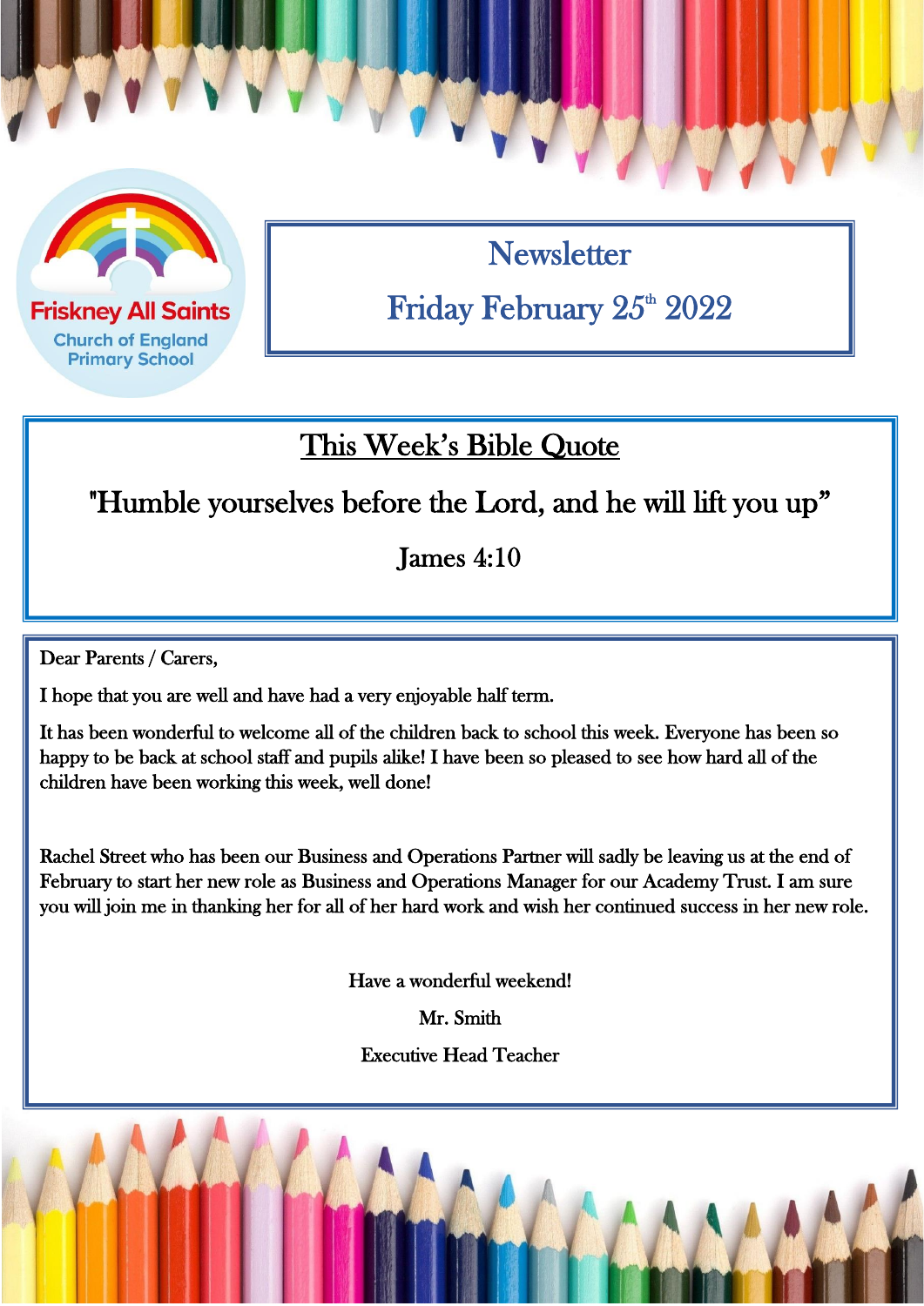Friskney All Saints
Church of England
Primary School

# Newsletter

## Friday February 25th 2022

## This Week's Bible Quote

"Humble yourselves before the Lord, and he will lift you up"

James 4:10

Dear Parents / Carers,

I hope that you are well and have had a very enjoyable half term.

It has been wonderful to welcome all of the children back to school this week. Everyone has been so happy to be back at school staff and pupils alike! I have been so pleased to see how hard all of the children have been working this week, well done!

Rachel Street who has been our Business and Operations Partner will sadly be leaving us at the end of February to start her new role as Business and Operations Manager for our Academy Trust. I am sure you will join me in thanking her for all of her hard work and wish her continued success in her new role.

Have a wonderful weekend!

Mr. Smith

Executive Head Teacher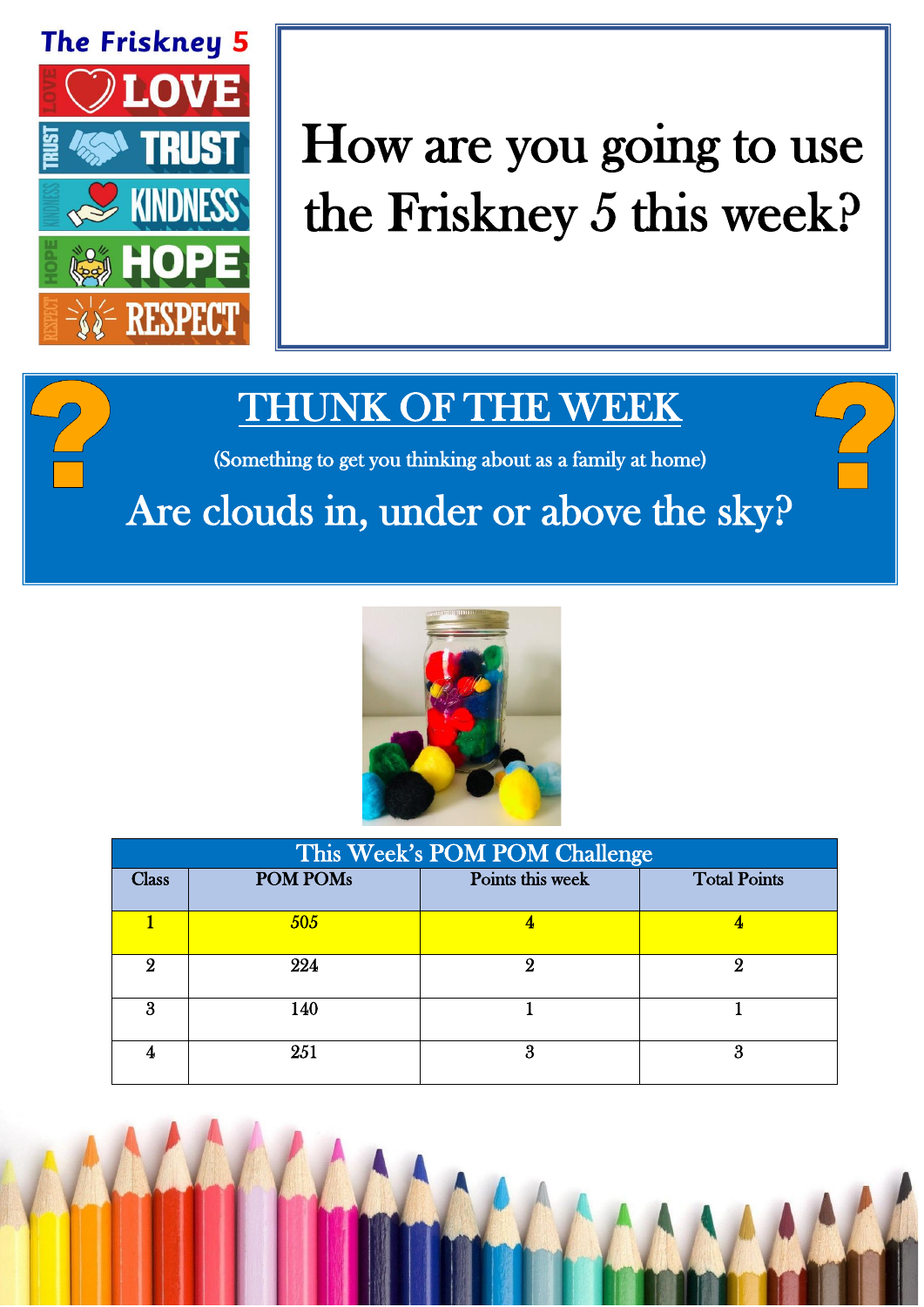**The Friskney 5**

- LOVE
- TRUST
- KINDNESS
- HOPE
- RESPECT

# How are you going to use the Friskney 5 this week?

## THUNK OF THE WEEK

(Something to get you thinking about as a family at home)

Are clouds in, under or above the sky?

| This Week's POM POM Challenge | | | |
|---|---|---|---|
| Class | POM POMs | Points this week | Total Points |
| 1 | 505 | 4 | 4 |
| 2 | 224 | 2 | 2 |
| 3 | 140 | 1 | 1 |
| 4 | 251 | 3 | 3 |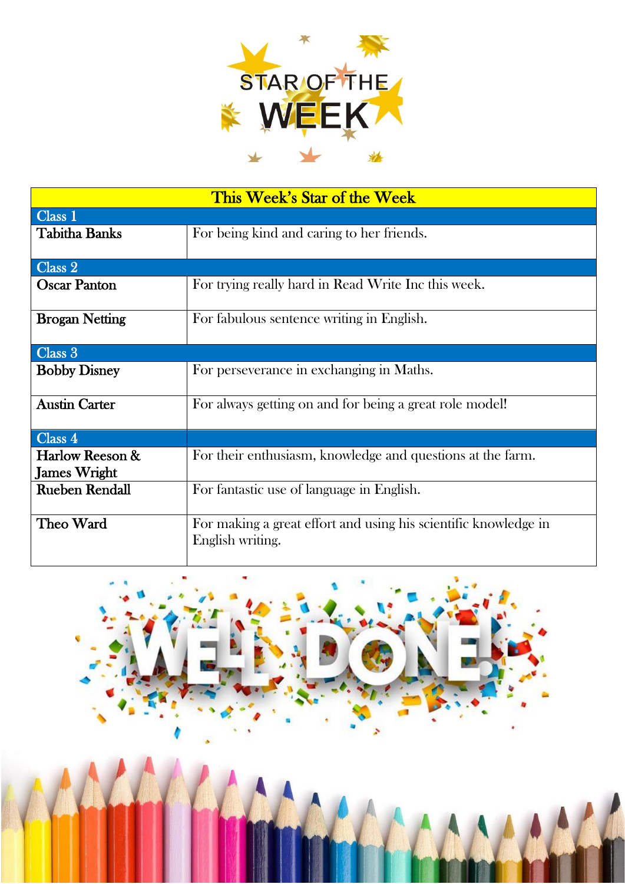# STAR OF THE WEEK

| This Week's Star of the Week | |
|---|---|
| **Class 1** | |
| **Tabitha Banks** | For being kind and caring to her friends. |
| **Class 2** | |
| **Oscar Panton** | For trying really hard in Read Write Inc this week. |
| **Brogan Netting** | For fabulous sentence writing in English. |
| **Class 3** | |
| **Bobby Disney** | For perseverance in exchanging in Maths. |
| **Austin Carter** | For always getting on and for being a great role model! |
| **Class 4** | |
| **Harlow Reeson & James Wright** | For their enthusiasm, knowledge and questions at the farm. |
| **Rueben Rendall** | For fantastic use of language in English. |
| **Theo Ward** | For making a great effort and using his scientific knowledge in English writing. |

WELL DONE!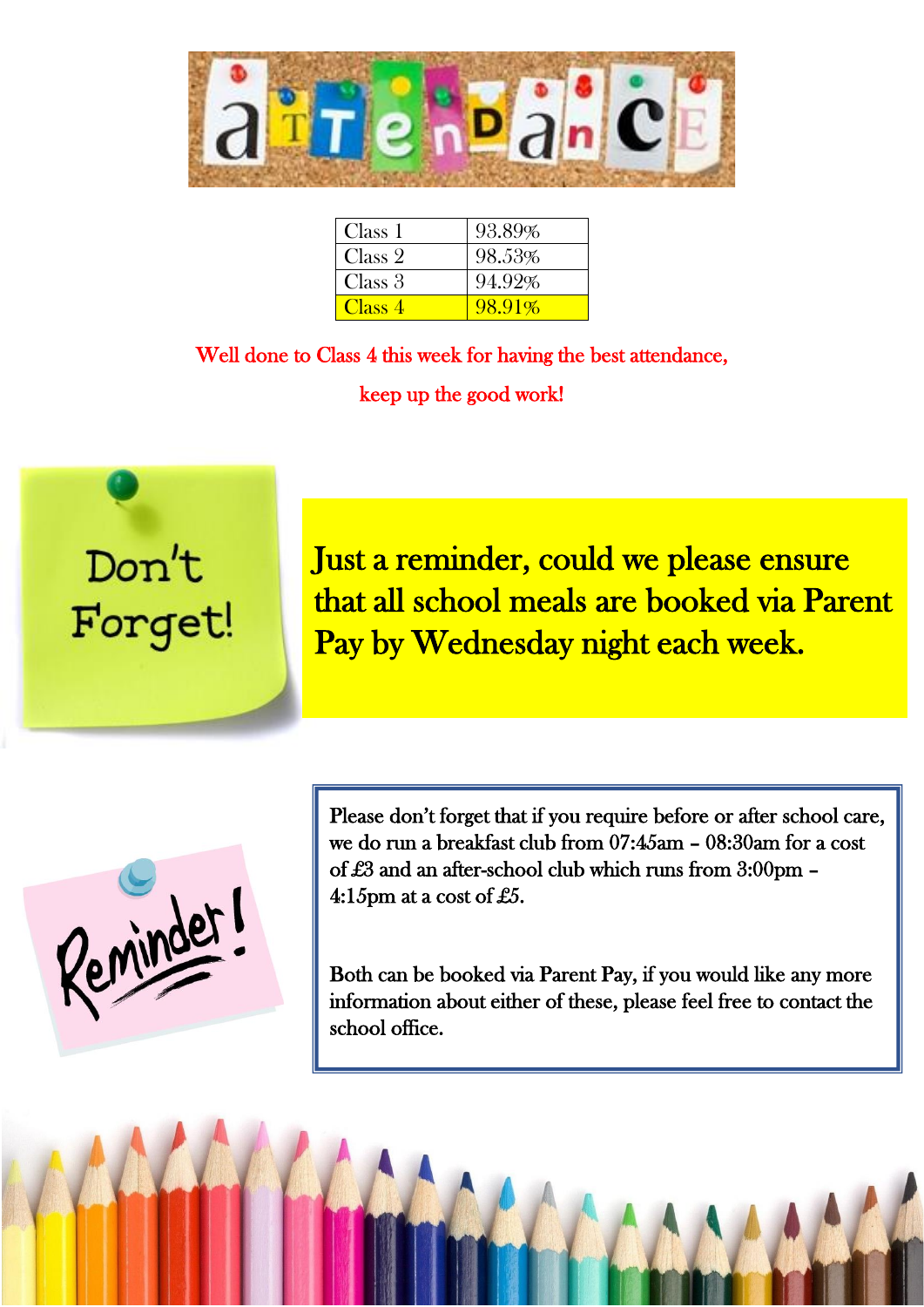# Attendance

| Class | Attendance |
| --- | --- |
| Class 1 | 93.89% |
| Class 2 | 98.53% |
| Class 3 | 94.92% |
| Class 4 | 98.91% |

Well done to Class 4 this week for having the best attendance, keep up the good work!

## Don't Forget!

**Just a reminder, could we please ensure that all school meals are booked via Parent Pay by Wednesday night each week.**

## Reminder!

Please don't forget that if you require before or after school care, we do run a breakfast club from 07:45am – 08:30am for a cost of £3 and an after-school club which runs from 3:00pm – 4:15pm at a cost of £5.

Both can be booked via Parent Pay, if you would like any more information about either of these, please feel free to contact the school office.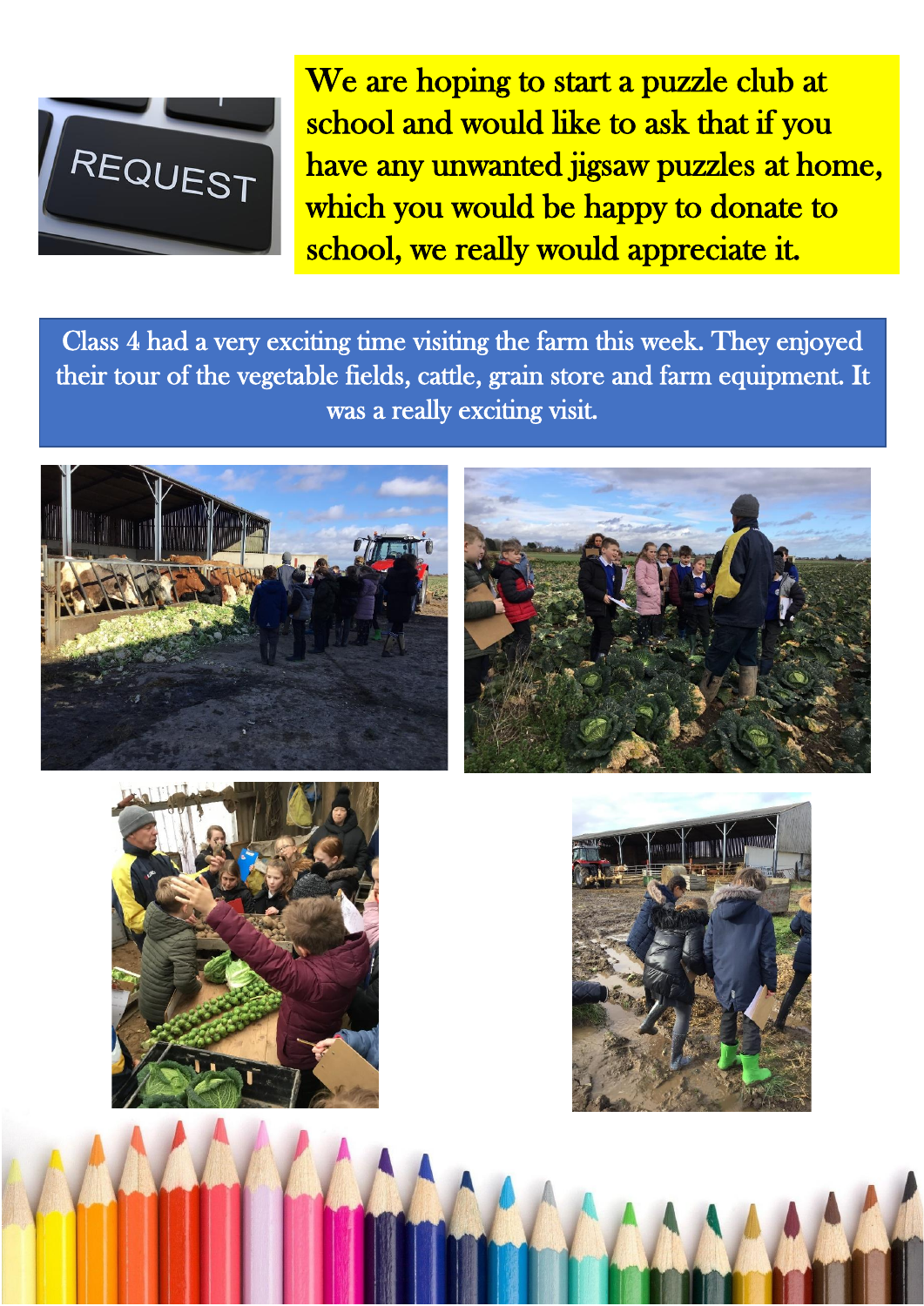We are hoping to start a puzzle club at school and would like to ask that if you have any unwanted jigsaw puzzles at home, which you would be happy to donate to school, we really would appreciate it.

Class 4 had a very exciting time visiting the farm this week. They enjoyed their tour of the vegetable fields, cattle, grain store and farm equipment. It was a really exciting visit.